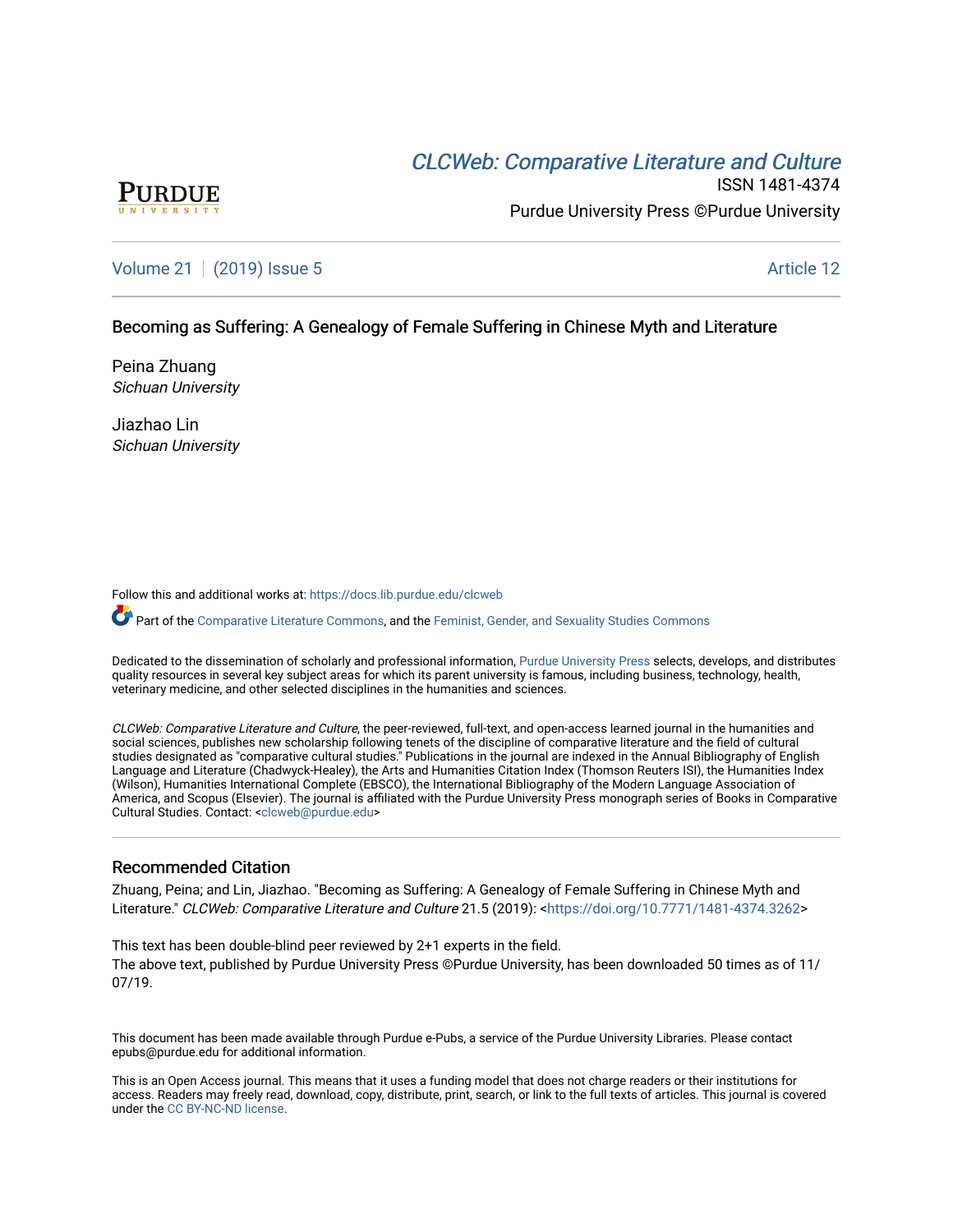CLCWeb: Comparative Literature and Culture

ISSN 1481-4374

Purdue University Press ©Purdue University

Volume 21 | (2019) Issue 5 — Article 12

# Becoming as Suffering: A Genealogy of Female Suffering in Chinese Myth and Literature

Peina Zhuang
*Sichuan University*

Jiazhao Lin
*Sichuan University*

Follow this and additional works at: https://docs.lib.purdue.edu/clcweb

Part of the Comparative Literature Commons, and the Feminist, Gender, and Sexuality Studies Commons

Dedicated to the dissemination of scholarly and professional information, Purdue University Press selects, develops, and distributes quality resources in several key subject areas for which its parent university is famous, including business, technology, health, veterinary medicine, and other selected disciplines in the humanities and sciences.

*CLCWeb: Comparative Literature and Culture*, the peer-reviewed, full-text, and open-access learned journal in the humanities and social sciences, publishes new scholarship following tenets of the discipline of comparative literature and the field of cultural studies designated as "comparative cultural studies." Publications in the journal are indexed in the Annual Bibliography of English Language and Literature (Chadwyck-Healey), the Arts and Humanities Citation Index (Thomson Reuters ISI), the Humanities Index (Wilson), Humanities International Complete (EBSCO), the International Bibliography of the Modern Language Association of America, and Scopus (Elsevier). The journal is affiliated with the Purdue University Press monograph series of Books in Comparative Cultural Studies. Contact: <clcweb@purdue.edu>

## Recommended Citation

Zhuang, Peina; and Lin, Jiazhao. "Becoming as Suffering: A Genealogy of Female Suffering in Chinese Myth and Literature." *CLCWeb: Comparative Literature and Culture* 21.5 (2019): <https://doi.org/10.7771/1481-4374.3262>

This text has been double-blind peer reviewed by 2+1 experts in the field.
The above text, published by Purdue University Press ©Purdue University, has been downloaded 50 times as of 11/07/19.

This document has been made available through Purdue e-Pubs, a service of the Purdue University Libraries. Please contact epubs@purdue.edu for additional information.

This is an Open Access journal. This means that it uses a funding model that does not charge readers or their institutions for access. Readers may freely read, download, copy, distribute, print, search, or link to the full texts of articles. This journal is covered under the CC BY-NC-ND license.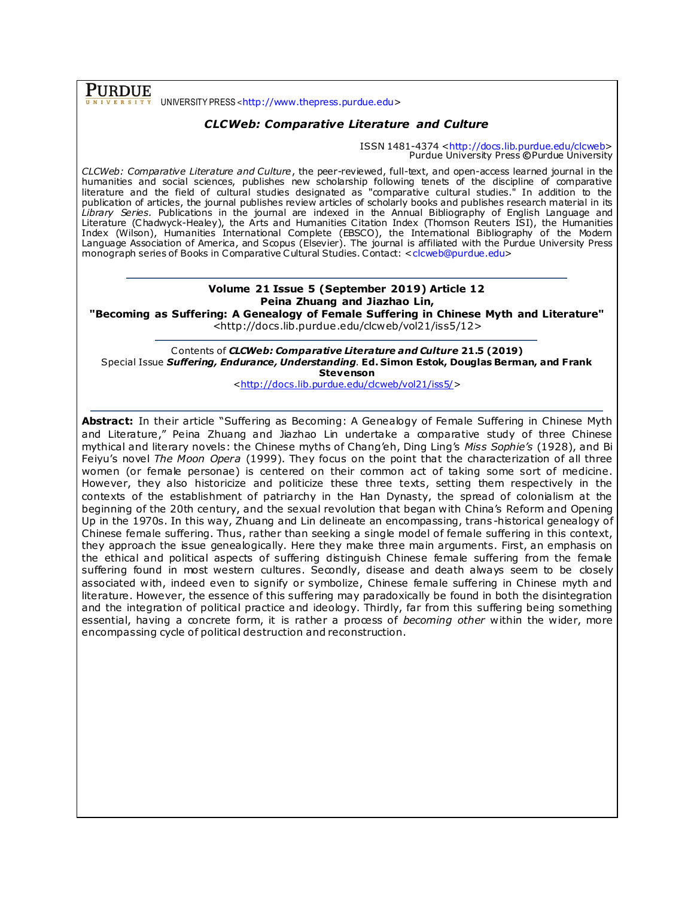**PURDUE** UNIVERSITY PRESS <http://www.thepress.purdue.edu>

### *CLCWeb: Comparative Literature and Culture*

ISSN 1481-4374 <http://docs.lib.purdue.edu/clcweb>
Purdue University Press ©Purdue University

*CLCWeb: Comparative Literature and Culture*, the peer-reviewed, full-text, and open-access learned journal in the humanities and social sciences, publishes new scholarship following tenets of the discipline of comparative literature and the field of cultural studies designated as "comparative cultural studies." In addition to the publication of articles, the journal publishes review articles of scholarly books and publishes research material in its *Library Series.* Publications in the journal are indexed in the Annual Bibliography of English Language and Literature (Chadwyck-Healey), the Arts and Humanities Citation Index (Thomson Reuters ISI), the Humanities Index (Wilson), Humanities International Complete (EBSCO), the International Bibliography of the Modern Language Association of America, and Scopus (Elsevier). The journal is affiliated with the Purdue University Press monograph series of Books in Comparative Cultural Studies. Contact: <clcweb@purdue.edu>

---

**Volume 21 Issue 5 (September 2019) Article 12**
**Peina Zhuang and Jiazhao Lin,**
**"Becoming as Suffering: A Genealogy of Female Suffering in Chinese Myth and Literature"**
<http://docs.lib.purdue.edu/clcweb/vol21/iss5/12>

---

Contents of ***CLCWeb: Comparative Literature and Culture* 21.5 (2019)**
Special Issue ***Suffering, Endurance, Understanding*. Ed. Simon Estok, Douglas Berman, and Frank Stevenson**
<http://docs.lib.purdue.edu/clcweb/vol21/iss5/>

---

**Abstract:** In their article "Suffering as Becoming: A Genealogy of Female Suffering in Chinese Myth and Literature," Peina Zhuang and Jiazhao Lin undertake a comparative study of three Chinese mythical and literary novels: the Chinese myths of Chang'eh, Ding Ling's *Miss Sophie's* (1928), and Bi Feiyu's novel *The Moon Opera* (1999). They focus on the point that the characterization of all three women (or female personae) is centered on their common act of taking some sort of medicine. However, they also historicize and politicize these three texts, setting them respectively in the contexts of the establishment of patriarchy in the Han Dynasty, the spread of colonialism at the beginning of the 20th century, and the sexual revolution that began with China's Reform and Opening Up in the 1970s. In this way, Zhuang and Lin delineate an encompassing, trans-historical genealogy of Chinese female suffering. Thus, rather than seeking a single model of female suffering in this context, they approach the issue genealogically. Here they make three main arguments. First, an emphasis on the ethical and political aspects of suffering distinguish Chinese female suffering from the female suffering found in most western cultures. Secondly, disease and death always seem to be closely associated with, indeed even to signify or symbolize, Chinese female suffering in Chinese myth and literature. However, the essence of this suffering may paradoxically be found in both the disintegration and the integration of political practice and ideology. Thirdly, far from this suffering being something essential, having a concrete form, it is rather a process of *becoming other* within the wider, more encompassing cycle of political destruction and reconstruction.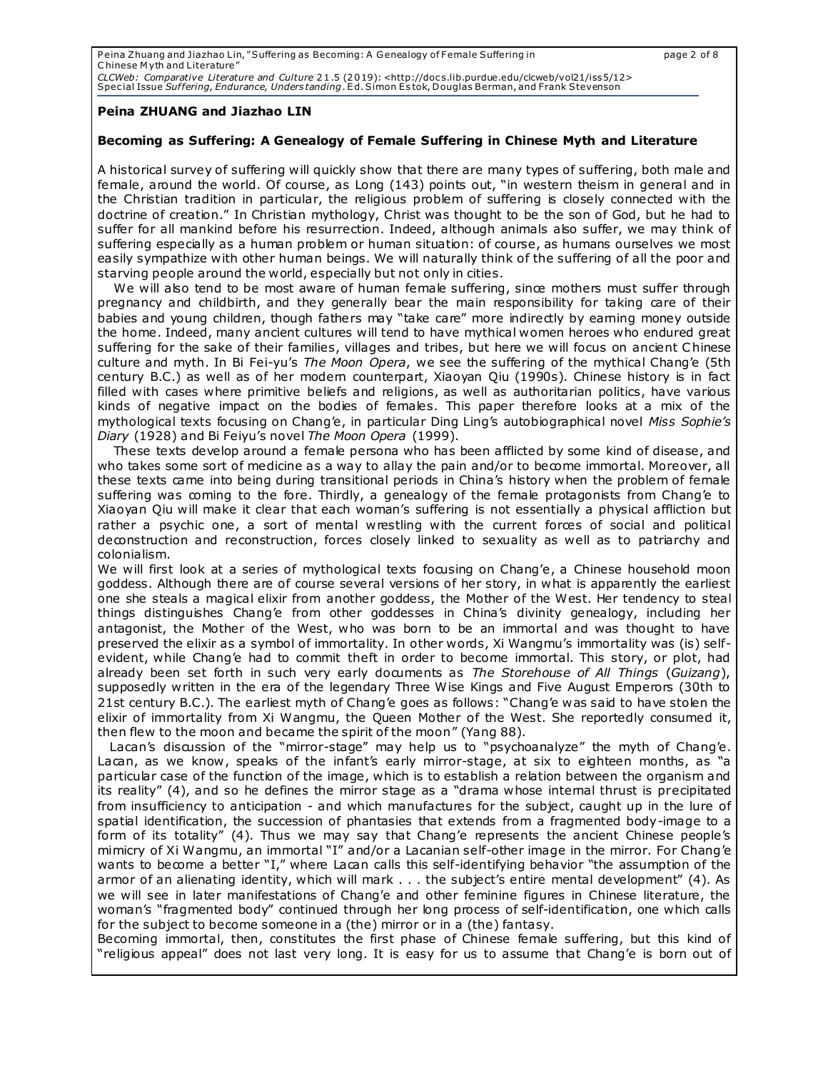**Peina ZHUANG and Jiazhao LIN**

**Becoming as Suffering: A Genealogy of Female Suffering in Chinese Myth and Literature**

A historical survey of suffering will quickly show that there are many types of suffering, both male and female, around the world. Of course, as Long (143) points out, "in western theism in general and in the Christian tradition in particular, the religious problem of suffering is closely connected with the doctrine of creation." In Christian mythology, Christ was thought to be the son of God, but he had to suffer for all mankind before his resurrection. Indeed, although animals also suffer, we may think of suffering especially as a human problem or human situation: of course, as humans ourselves we most easily sympathize with other human beings. We will naturally think of the suffering of all the poor and starving people around the world, especially but not only in cities.

We will also tend to be most aware of human female suffering, since mothers must suffer through pregnancy and childbirth, and they generally bear the main responsibility for taking care of their babies and young children, though fathers may "take care" more indirectly by earning money outside the home. Indeed, many ancient cultures will tend to have mythical women heroes who endured great suffering for the sake of their families, villages and tribes, but here we will focus on ancient Chinese culture and myth. In Bi Fei-yu's *The Moon Opera*, we see the suffering of the mythical Chang'e (5th century B.C.) as well as of her modern counterpart, Xiaoyan Qiu (1990s). Chinese history is in fact filled with cases where primitive beliefs and religions, as well as authoritarian politics, have various kinds of negative impact on the bodies of females. This paper therefore looks at a mix of the mythological texts focusing on Chang'e, in particular Ding Ling's autobiographical novel *Miss Sophie's Diary* (1928) and Bi Feiyu's novel *The Moon Opera* (1999).

These texts develop around a female persona who has been afflicted by some kind of disease, and who takes some sort of medicine as a way to allay the pain and/or to become immortal. Moreover, all these texts came into being during transitional periods in China's history when the problem of female suffering was coming to the fore. Thirdly, a genealogy of the female protagonists from Chang'e to Xiaoyan Qiu will make it clear that each woman's suffering is not essentially a physical affliction but rather a psychic one, a sort of mental wrestling with the current forces of social and political deconstruction and reconstruction, forces closely linked to sexuality as well as to patriarchy and colonialism.

We will first look at a series of mythological texts focusing on Chang'e, a Chinese household moon goddess. Although there are of course several versions of her story, in what is apparently the earliest one she steals a magical elixir from another goddess, the Mother of the West. Her tendency to steal things distinguishes Chang'e from other goddesses in China's divinity genealogy, including her antagonist, the Mother of the West, who was born to be an immortal and was thought to have preserved the elixir as a symbol of immortality. In other words, Xi Wangmu's immortality was (is) self-evident, while Chang'e had to commit theft in order to become immortal. This story, or plot, had already been set forth in such very early documents as *The Storehouse of All Things* (*Guizang*), supposedly written in the era of the legendary Three Wise Kings and Five August Emperors (30th to 21st century B.C.). The earliest myth of Chang'e goes as follows: "Chang'e was said to have stolen the elixir of immortality from Xi Wangmu, the Queen Mother of the West. She reportedly consumed it, then flew to the moon and became the spirit of the moon" (Yang 88).

Lacan's discussion of the "mirror-stage" may help us to "psychoanalyze" the myth of Chang'e. Lacan, as we know, speaks of the infant's early mirror-stage, at six to eighteen months, as "a particular case of the function of the image, which is to establish a relation between the organism and its reality" (4), and so he defines the mirror stage as a "drama whose internal thrust is precipitated from insufficiency to anticipation - and which manufactures for the subject, caught up in the lure of spatial identification, the succession of phantasies that extends from a fragmented body-image to a form of its totality" (4). Thus we may say that Chang'e represents the ancient Chinese people's mimicry of Xi Wangmu, an immortal "I" and/or a Lacanian self-other image in the mirror. For Chang'e wants to become a better "I," where Lacan calls this self-identifying behavior "the assumption of the armor of an alienating identity, which will mark . . . the subject's entire mental development" (4). As we will see in later manifestations of Chang'e and other feminine figures in Chinese literature, the woman's "fragmented body" continued through her long process of self-identification, one which calls for the subject to become someone in a (the) mirror or in a (the) fantasy.

Becoming immortal, then, constitutes the first phase of Chinese female suffering, but this kind of "religious appeal" does not last very long. It is easy for us to assume that Chang'e is born out of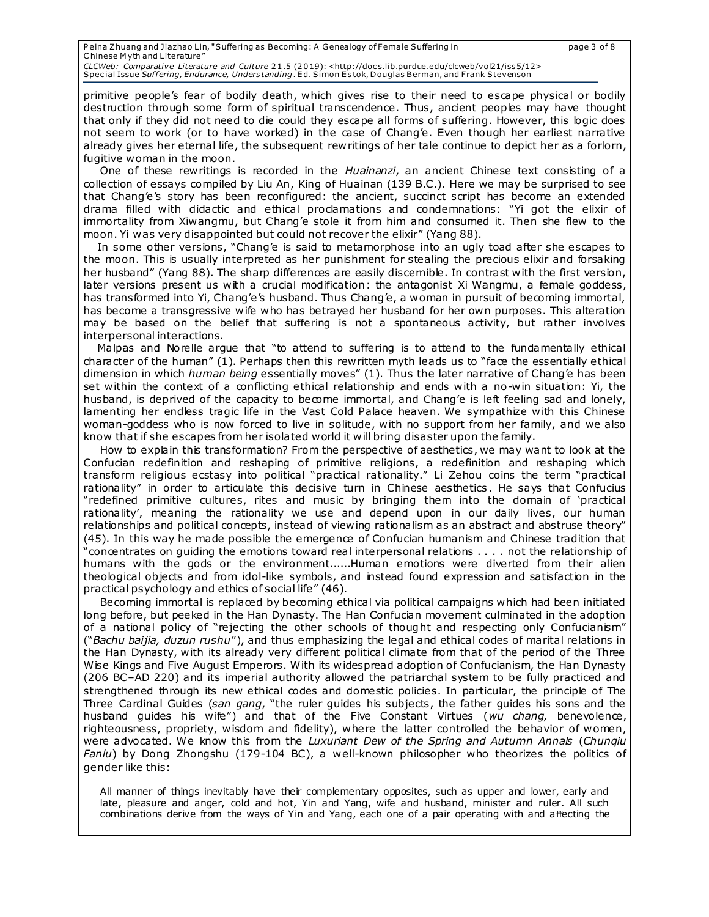primitive people's fear of bodily death, which gives rise to their need to escape physical or bodily destruction through some form of spiritual transcendence. Thus, ancient peoples may have thought that only if they did not need to die could they escape all forms of suffering. However, this logic does not seem to work (or to have worked) in the case of Chang'e. Even though her earliest narrative already gives her eternal life, the subsequent rewritings of her tale continue to depict her as a forlorn, fugitive woman in the moon.

One of these rewritings is recorded in the *Huainanzi*, an ancient Chinese text consisting of a collection of essays compiled by Liu An, King of Huainan (139 B.C.). Here we may be surprised to see that Chang'e's story has been reconfigured: the ancient, succinct script has become an extended drama filled with didactic and ethical proclamations and condemnations: "Yi got the elixir of immortality from Xiwangmu, but Chang'e stole it from him and consumed it. Then she flew to the moon. Yi was very disappointed but could not recover the elixir" (Yang 88).

In some other versions, "Chang'e is said to metamorphose into an ugly toad after she escapes to the moon. This is usually interpreted as her punishment for stealing the precious elixir and forsaking her husband" (Yang 88). The sharp differences are easily discernible. In contrast with the first version, later versions present us with a crucial modification: the antagonist Xi Wangmu, a female goddess, has transformed into Yi, Chang'e's husband. Thus Chang'e, a woman in pursuit of becoming immortal, has become a transgressive wife who has betrayed her husband for her own purposes. This alteration may be based on the belief that suffering is not a spontaneous activity, but rather involves interpersonal interactions.

Malpas and Norelle argue that "to attend to suffering is to attend to the fundamentally ethical character of the human" (1). Perhaps then this rewritten myth leads us to "face the essentially ethical dimension in which *human being* essentially moves" (1). Thus the later narrative of Chang'e has been set within the context of a conflicting ethical relationship and ends with a no-win situation: Yi, the husband, is deprived of the capacity to become immortal, and Chang'e is left feeling sad and lonely, lamenting her endless tragic life in the Vast Cold Palace heaven. We sympathize with this Chinese woman-goddess who is now forced to live in solitude, with no support from her family, and we also know that if she escapes from her isolated world it will bring disaster upon the family.

How to explain this transformation? From the perspective of aesthetics, we may want to look at the Confucian redefinition and reshaping of primitive religions, a redefinition and reshaping which transform religious ecstasy into political "practical rationality." Li Zehou coins the term "practical rationality" in order to articulate this decisive turn in Chinese aesthetics. He says that Confucius "redefined primitive cultures, rites and music by bringing them into the domain of 'practical rationality', meaning the rationality we use and depend upon in our daily lives, our human relationships and political concepts, instead of viewing rationalism as an abstract and abstruse theory" (45). In this way he made possible the emergence of Confucian humanism and Chinese tradition that "concentrates on guiding the emotions toward real interpersonal relations . . . . not the relationship of humans with the gods or the environment......Human emotions were diverted from their alien theological objects and from idol-like symbols, and instead found expression and satisfaction in the practical psychology and ethics of social life" (46).

Becoming immortal is replaced by becoming ethical via political campaigns which had been initiated long before, but peeked in the Han Dynasty. The Han Confucian movement culminated in the adoption of a national policy of "rejecting the other schools of thought and respecting only Confucianism" ("*Bachu baijia, duzun rushu*"), and thus emphasizing the legal and ethical codes of marital relations in the Han Dynasty, with its already very different political climate from that of the period of the Three Wise Kings and Five August Emperors. With its widespread adoption of Confucianism, the Han Dynasty (206 BC–AD 220) and its imperial authority allowed the patriarchal system to be fully practiced and strengthened through its new ethical codes and domestic policies. In particular, the principle of The Three Cardinal Guides (*san gang*, "the ruler guides his subjects, the father guides his sons and the husband guides his wife") and that of the Five Constant Virtues (*wu chang,* benevolence, righteousness, propriety, wisdom and fidelity), where the latter controlled the behavior of women, were advocated. We know this from the *Luxuriant Dew of the Spring and Autumn Annals* (*Chunqiu Fanlu*) by Dong Zhongshu (179-104 BC), a well-known philosopher who theorizes the politics of gender like this:

> All manner of things inevitably have their complementary opposites, such as upper and lower, early and late, pleasure and anger, cold and hot, Yin and Yang, wife and husband, minister and ruler. All such combinations derive from the ways of Yin and Yang, each one of a pair operating with and affecting the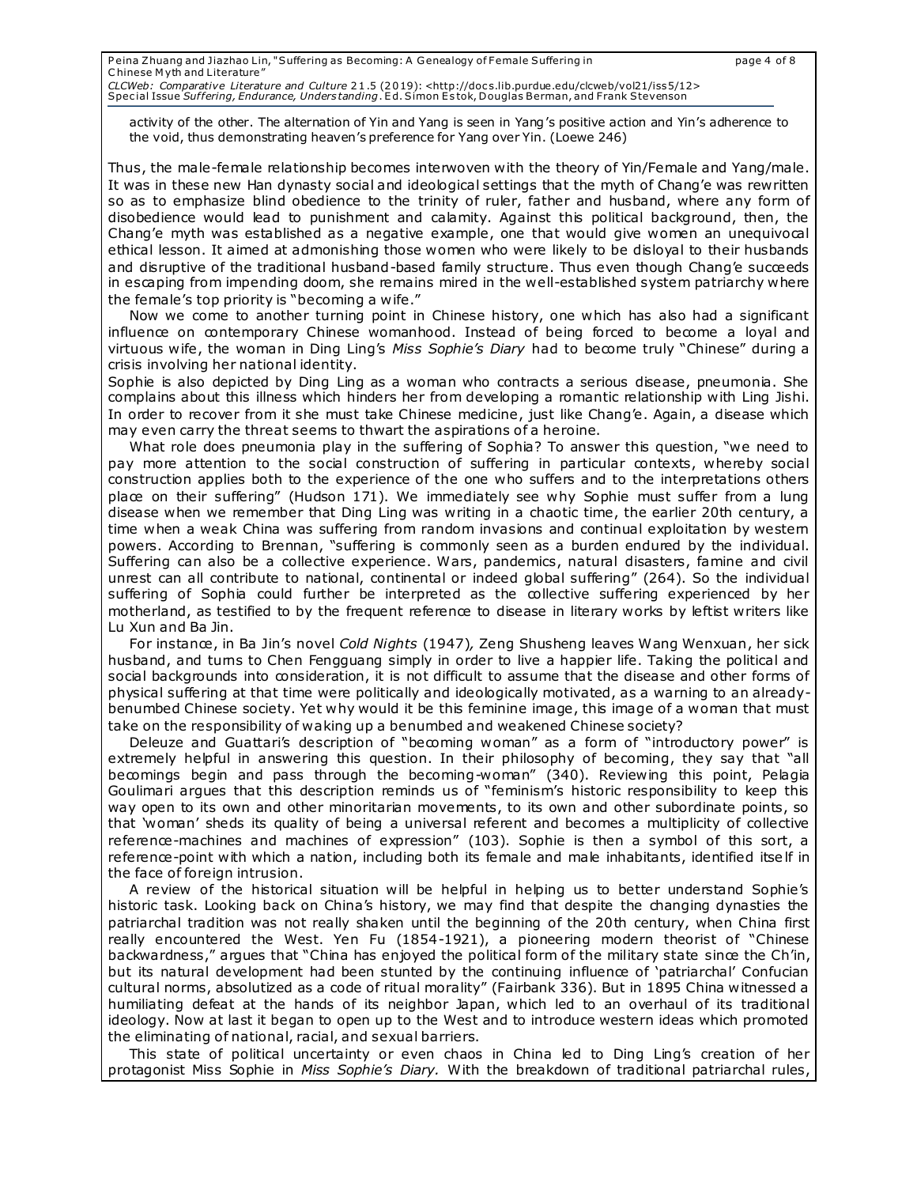activity of the other. The alternation of Yin and Yang is seen in Yang's positive action and Yin's adherence to the void, thus demonstrating heaven's preference for Yang over Yin. (Loewe 246)

Thus, the male-female relationship becomes interwoven with the theory of Yin/Female and Yang/male. It was in these new Han dynasty social and ideological settings that the myth of Chang'e was rewritten so as to emphasize blind obedience to the trinity of ruler, father and husband, where any form of disobedience would lead to punishment and calamity. Against this political background, then, the Chang'e myth was established as a negative example, one that would give women an unequivocal ethical lesson. It aimed at admonishing those women who were likely to be disloyal to their husbands and disruptive of the traditional husband-based family structure. Thus even though Chang'e succeeds in escaping from impending doom, she remains mired in the well-established system patriarchy where the female's top priority is "becoming a wife."

Now we come to another turning point in Chinese history, one which has also had a significant influence on contemporary Chinese womanhood. Instead of being forced to become a loyal and virtuous wife, the woman in Ding Ling's *Miss Sophie's Diary* had to become truly "Chinese" during a crisis involving her national identity.

Sophie is also depicted by Ding Ling as a woman who contracts a serious disease, pneumonia. She complains about this illness which hinders her from developing a romantic relationship with Ling Jishi. In order to recover from it she must take Chinese medicine, just like Chang'e. Again, a disease which may even carry the threat seems to thwart the aspirations of a heroine.

What role does pneumonia play in the suffering of Sophia? To answer this question, "we need to pay more attention to the social construction of suffering in particular contexts, whereby social construction applies both to the experience of the one who suffers and to the interpretations others place on their suffering" (Hudson 171). We immediately see why Sophie must suffer from a lung disease when we remember that Ding Ling was writing in a chaotic time, the earlier 20th century, a time when a weak China was suffering from random invasions and continual exploitation by western powers. According to Brennan, "suffering is commonly seen as a burden endured by the individual. Suffering can also be a collective experience. Wars, pandemics, natural disasters, famine and civil unrest can all contribute to national, continental or indeed global suffering" (264). So the individual suffering of Sophia could further be interpreted as the collective suffering experienced by her motherland, as testified to by the frequent reference to disease in literary works by leftist writers like Lu Xun and Ba Jin.

For instance, in Ba Jin's novel *Cold Nights* (1947), Zeng Shusheng leaves Wang Wenxuan, her sick husband, and turns to Chen Fengguang simply in order to live a happier life. Taking the political and social backgrounds into consideration, it is not difficult to assume that the disease and other forms of physical suffering at that time were politically and ideologically motivated, as a warning to an already-benumbed Chinese society. Yet why would it be this feminine image, this image of a woman that must take on the responsibility of waking up a benumbed and weakened Chinese society?

Deleuze and Guattari's description of "becoming woman" as a form of "introductory power" is extremely helpful in answering this question. In their philosophy of becoming, they say that "all becomings begin and pass through the becoming-woman" (340). Reviewing this point, Pelagia Goulimari argues that this description reminds us of "feminism's historic responsibility to keep this way open to its own and other minoritarian movements, to its own and other subordinate points, so that 'woman' sheds its quality of being a universal referent and becomes a multiplicity of collective reference-machines and machines of expression" (103). Sophie is then a symbol of this sort, a reference-point with which a nation, including both its female and male inhabitants, identified itself in the face of foreign intrusion.

A review of the historical situation will be helpful in helping us to better understand Sophie's historic task. Looking back on China's history, we may find that despite the changing dynasties the patriarchal tradition was not really shaken until the beginning of the 20th century, when China first really encountered the West. Yen Fu (1854-1921), a pioneering modern theorist of "Chinese backwardness," argues that "China has enjoyed the political form of the military state since the Ch'in, but its natural development had been stunted by the continuing influence of 'patriarchal' Confucian cultural norms, absolutized as a code of ritual morality" (Fairbank 336). But in 1895 China witnessed a humiliating defeat at the hands of its neighbor Japan, which led to an overhaul of its traditional ideology. Now at last it began to open up to the West and to introduce western ideas which promoted the eliminating of national, racial, and sexual barriers.

This state of political uncertainty or even chaos in China led to Ding Ling's creation of her protagonist Miss Sophie in *Miss Sophie's Diary.* With the breakdown of traditional patriarchal rules,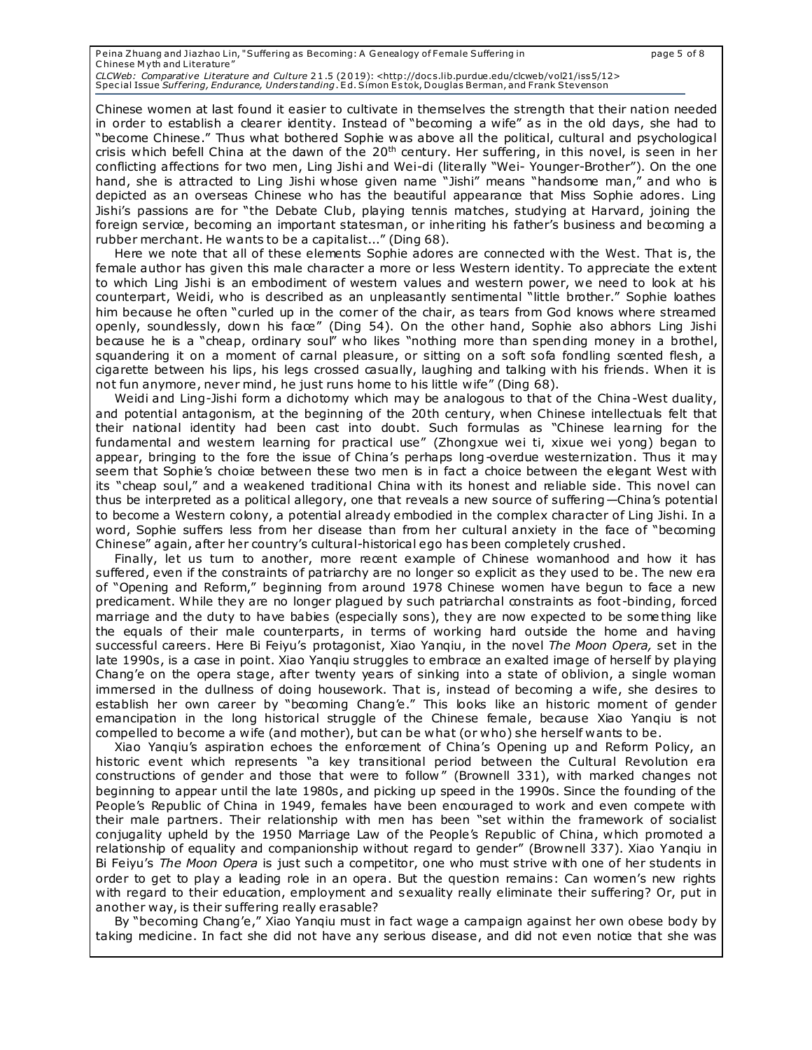Chinese women at last found it easier to cultivate in themselves the strength that their nation needed in order to establish a clearer identity. Instead of "becoming a wife" as in the old days, she had to "become Chinese." Thus what bothered Sophie was above all the political, cultural and psychological crisis which befell China at the dawn of the 20th century. Her suffering, in this novel, is seen in her conflicting affections for two men, Ling Jishi and Wei-di (literally "Wei- Younger-Brother"). On the one hand, she is attracted to Ling Jishi whose given name "Jishi" means "handsome man," and who is depicted as an overseas Chinese who has the beautiful appearance that Miss Sophie adores. Ling Jishi's passions are for "the Debate Club, playing tennis matches, studying at Harvard, joining the foreign service, becoming an important statesman, or inheriting his father's business and becoming a rubber merchant. He wants to be a capitalist..." (Ding 68).

Here we note that all of these elements Sophie adores are connected with the West. That is, the female author has given this male character a more or less Western identity. To appreciate the extent to which Ling Jishi is an embodiment of western values and western power, we need to look at his counterpart, Weidi, who is described as an unpleasantly sentimental "little brother." Sophie loathes him because he often "curled up in the corner of the chair, as tears from God knows where streamed openly, soundlessly, down his face" (Ding 54). On the other hand, Sophie also abhors Ling Jishi because he is a "cheap, ordinary soul" who likes "nothing more than spending money in a brothel, squandering it on a moment of carnal pleasure, or sitting on a soft sofa fondling scented flesh, a cigarette between his lips, his legs crossed casually, laughing and talking with his friends. When it is not fun anymore, never mind, he just runs home to his little wife" (Ding 68).

Weidi and Ling-Jishi form a dichotomy which may be analogous to that of the China-West duality, and potential antagonism, at the beginning of the 20th century, when Chinese intellectuals felt that their national identity had been cast into doubt. Such formulas as "Chinese learning for the fundamental and western learning for practical use" (Zhongxue wei ti, xixue wei yong) began to appear, bringing to the fore the issue of China's perhaps long-overdue westernization. Thus it may seem that Sophie's choice between these two men is in fact a choice between the elegant West with its "cheap soul," and a weakened traditional China with its honest and reliable side. This novel can thus be interpreted as a political allegory, one that reveals a new source of suffering—China's potential to become a Western colony, a potential already embodied in the complex character of Ling Jishi. In a word, Sophie suffers less from her disease than from her cultural anxiety in the face of "becoming Chinese" again, after her country's cultural-historical ego has been completely crushed.

Finally, let us turn to another, more recent example of Chinese womanhood and how it has suffered, even if the constraints of patriarchy are no longer so explicit as they used to be. The new era of "Opening and Reform," beginning from around 1978 Chinese women have begun to face a new predicament. While they are no longer plagued by such patriarchal constraints as foot-binding, forced marriage and the duty to have babies (especially sons), they are now expected to be something like the equals of their male counterparts, in terms of working hard outside the home and having successful careers. Here Bi Feiyu's protagonist, Xiao Yanqiu, in the novel *The Moon Opera,* set in the late 1990s, is a case in point. Xiao Yanqiu struggles to embrace an exalted image of herself by playing Chang'e on the opera stage, after twenty years of sinking into a state of oblivion, a single woman immersed in the dullness of doing housework. That is, instead of becoming a wife, she desires to establish her own career by "becoming Chang'e." This looks like an historic moment of gender emancipation in the long historical struggle of the Chinese female, because Xiao Yanqiu is not compelled to become a wife (and mother), but can be what (or who) she herself wants to be.

Xiao Yanqiu's aspiration echoes the enforcement of China's Opening up and Reform Policy, an historic event which represents "a key transitional period between the Cultural Revolution era constructions of gender and those that were to follow" (Brownell 331), with marked changes not beginning to appear until the late 1980s, and picking up speed in the 1990s. Since the founding of the People's Republic of China in 1949, females have been encouraged to work and even compete with their male partners. Their relationship with men has been "set within the framework of socialist conjugality upheld by the 1950 Marriage Law of the People's Republic of China, which promoted a relationship of equality and companionship without regard to gender" (Brownell 337). Xiao Yanqiu in Bi Feiyu's *The Moon Opera* is just such a competitor, one who must strive with one of her students in order to get to play a leading role in an opera. But the question remains: Can women's new rights with regard to their education, employment and sexuality really eliminate their suffering? Or, put in another way, is their suffering really erasable?

By "becoming Chang'e," Xiao Yanqiu must in fact wage a campaign against her own obese body by taking medicine. In fact she did not have any serious disease, and did not even notice that she was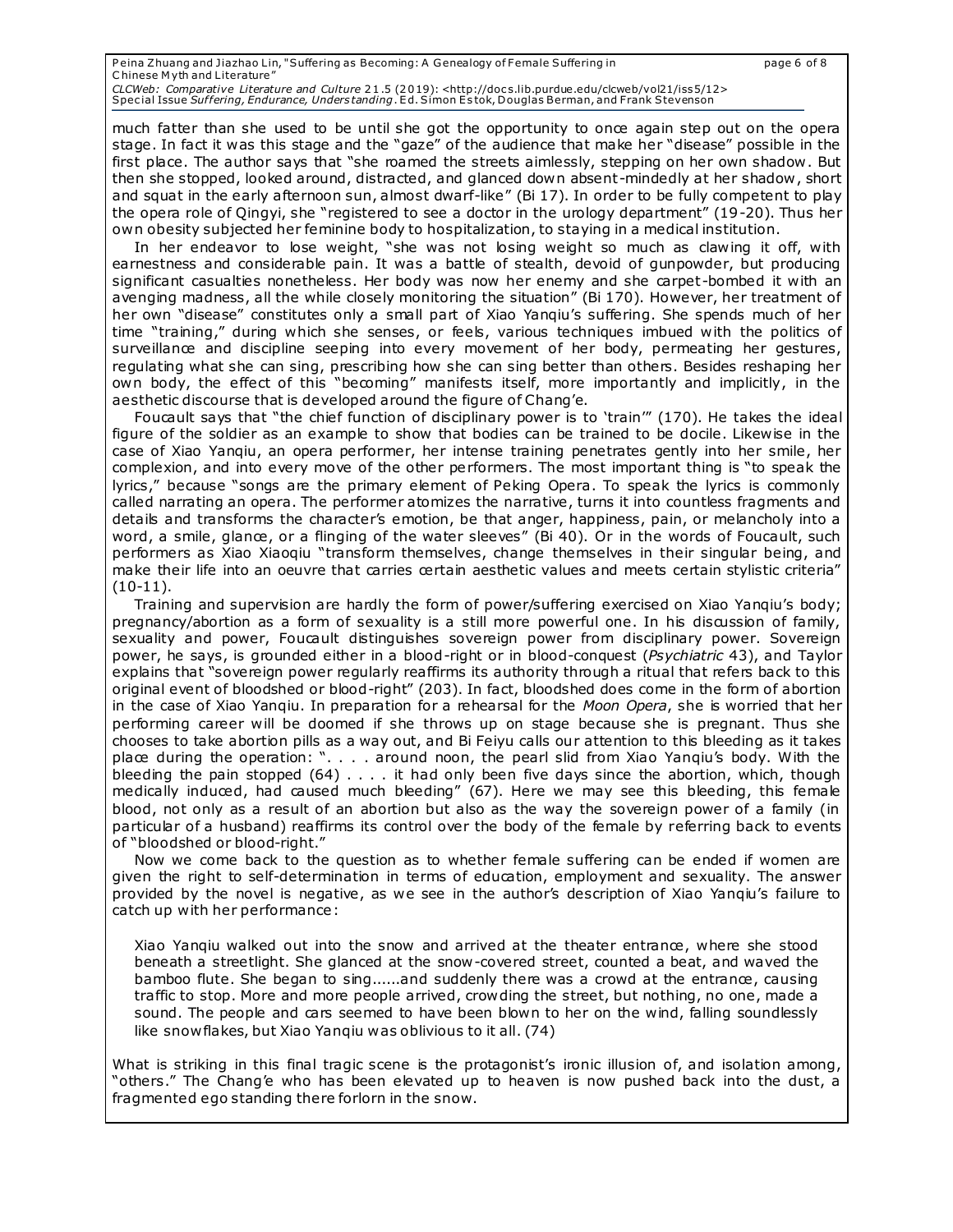much fatter than she used to be until she got the opportunity to once again step out on the opera stage. In fact it was this stage and the "gaze" of the audience that make her "disease" possible in the first place. The author says that "she roamed the streets aimlessly, stepping on her own shadow. But then she stopped, looked around, distracted, and glanced down absent-mindedly at her shadow, short and squat in the early afternoon sun, almost dwarf-like" (Bi 17). In order to be fully competent to play the opera role of Qingyi, she "registered to see a doctor in the urology department" (19-20). Thus her own obesity subjected her feminine body to hospitalization, to staying in a medical institution.

In her endeavor to lose weight, "she was not losing weight so much as clawing it off, with earnestness and considerable pain. It was a battle of stealth, devoid of gunpowder, but producing significant casualties nonetheless. Her body was now her enemy and she carpet-bombed it with an avenging madness, all the while closely monitoring the situation" (Bi 170). However, her treatment of her own "disease" constitutes only a small part of Xiao Yanqiu's suffering. She spends much of her time "training," during which she senses, or feels, various techniques imbued with the politics of surveillance and discipline seeping into every movement of her body, permeating her gestures, regulating what she can sing, prescribing how she can sing better than others. Besides reshaping her own body, the effect of this "becoming" manifests itself, more importantly and implicitly, in the aesthetic discourse that is developed around the figure of Chang'e.

Foucault says that "the chief function of disciplinary power is to 'train'" (170). He takes the ideal figure of the soldier as an example to show that bodies can be trained to be docile. Likewise in the case of Xiao Yanqiu, an opera performer, her intense training penetrates gently into her smile, her complexion, and into every move of the other performers. The most important thing is "to speak the lyrics," because "songs are the primary element of Peking Opera. To speak the lyrics is commonly called narrating an opera. The performer atomizes the narrative, turns it into countless fragments and details and transforms the character's emotion, be that anger, happiness, pain, or melancholy into a word, a smile, glance, or a flinging of the water sleeves" (Bi 40). Or in the words of Foucault, such performers as Xiao Xiaoqiu "transform themselves, change themselves in their singular being, and make their life into an oeuvre that carries certain aesthetic values and meets certain stylistic criteria" (10-11).

Training and supervision are hardly the form of power/suffering exercised on Xiao Yanqiu's body; pregnancy/abortion as a form of sexuality is a still more powerful one. In his discussion of family, sexuality and power, Foucault distinguishes sovereign power from disciplinary power. Sovereign power, he says, is grounded either in a blood-right or in blood-conquest (*Psychiatric* 43), and Taylor explains that "sovereign power regularly reaffirms its authority through a ritual that refers back to this original event of bloodshed or blood-right" (203). In fact, bloodshed does come in the form of abortion in the case of Xiao Yanqiu. In preparation for a rehearsal for the *Moon Opera*, she is worried that her performing career will be doomed if she throws up on stage because she is pregnant. Thus she chooses to take abortion pills as a way out, and Bi Feiyu calls our attention to this bleeding as it takes place during the operation: ". . . . around noon, the pearl slid from Xiao Yanqiu's body. With the bleeding the pain stopped (64) . . . . it had only been five days since the abortion, which, though medically induced, had caused much bleeding" (67). Here we may see this bleeding, this female blood, not only as a result of an abortion but also as the way the sovereign power of a family (in particular of a husband) reaffirms its control over the body of the female by referring back to events of "bloodshed or blood-right."

Now we come back to the question as to whether female suffering can be ended if women are given the right to self-determination in terms of education, employment and sexuality. The answer provided by the novel is negative, as we see in the author's description of Xiao Yanqiu's failure to catch up with her performance:

> Xiao Yanqiu walked out into the snow and arrived at the theater entrance, where she stood beneath a streetlight. She glanced at the snow-covered street, counted a beat, and waved the bamboo flute. She began to sing......and suddenly there was a crowd at the entrance, causing traffic to stop. More and more people arrived, crowding the street, but nothing, no one, made a sound. The people and cars seemed to have been blown to her on the wind, falling soundlessly like snowflakes, but Xiao Yanqiu was oblivious to it all. (74)

What is striking in this final tragic scene is the protagonist's ironic illusion of, and isolation among, "others." The Chang'e who has been elevated up to heaven is now pushed back into the dust, a fragmented ego standing there forlorn in the snow.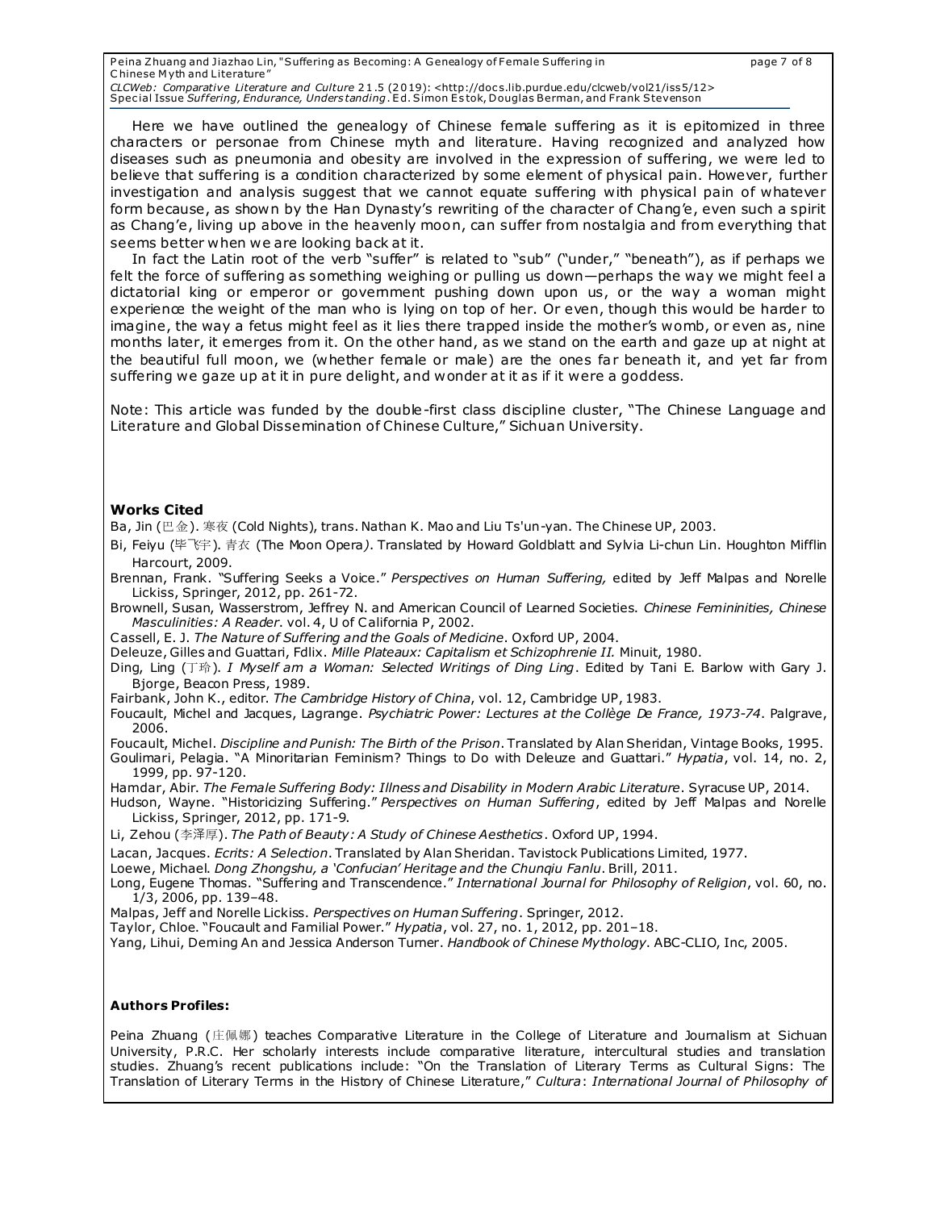Here we have outlined the genealogy of Chinese female suffering as it is epitomized in three characters or personae from Chinese myth and literature. Having recognized and analyzed how diseases such as pneumonia and obesity are involved in the expression of suffering, we were led to believe that suffering is a condition characterized by some element of physical pain. However, further investigation and analysis suggest that we cannot equate suffering with physical pain of whatever form because, as shown by the Han Dynasty's rewriting of the character of Chang'e, even such a spirit as Chang'e, living up above in the heavenly moon, can suffer from nostalgia and from everything that seems better when we are looking back at it.

In fact the Latin root of the verb "suffer" is related to "sub" ("under," "beneath"), as if perhaps we felt the force of suffering as something weighing or pulling us down—perhaps the way we might feel a dictatorial king or emperor or government pushing down upon us, or the way a woman might experience the weight of the man who is lying on top of her. Or even, though this would be harder to imagine, the way a fetus might feel as it lies there trapped inside the mother's womb, or even as, nine months later, it emerges from it. On the other hand, as we stand on the earth and gaze up at night at the beautiful full moon, we (whether female or male) are the ones far beneath it, and yet far from suffering we gaze up at it in pure delight, and wonder at it as if it were a goddess.

Note: This article was funded by the double-first class discipline cluster, "The Chinese Language and Literature and Global Dissemination of Chinese Culture," Sichuan University.

**Works Cited**

Ba, Jin (巴金). 寒夜 (Cold Nights), trans. Nathan K. Mao and Liu Ts'un-yan. The Chinese UP, 2003.

Bi, Feiyu (毕飞宇). 青衣 (The Moon Opera*)*. Translated by Howard Goldblatt and Sylvia Li-chun Lin. Houghton Mifflin Harcourt, 2009.

Brennan, Frank. "Suffering Seeks a Voice." *Perspectives on Human Suffering,* edited by Jeff Malpas and Norelle Lickiss, Springer, 2012, pp. 261-72.

Brownell, Susan, Wasserstrom, Jeffrey N. and American Council of Learned Societies. *Chinese Femininities, Chinese Masculinities: A Reader*. vol. 4, U of California P, 2002.

Cassell, E. J. *The Nature of Suffering and the Goals of Medicine*. Oxford UP, 2004.

Deleuze, Gilles and Guattari, Fdlix. *Mille Plateaux: Capitalism et Schizophrenie II.* Minuit, 1980.

Ding, Ling (丁玲). *I Myself am a Woman: Selected Writings of Ding Ling*. Edited by Tani E. Barlow with Gary J. Bjorge, Beacon Press, 1989.

Fairbank, John K., editor. *The Cambridge History of China*, vol. 12, Cambridge UP, 1983.

Foucault, Michel and Jacques, Lagrange. *Psychiatric Power: Lectures at the Collège De France, 1973-74*. Palgrave, 2006.

Foucault, Michel. *Discipline and Punish: The Birth of the Prison*. Translated by Alan Sheridan, Vintage Books, 1995.

Goulimari, Pelagia. "A Minoritarian Feminism? Things to Do with Deleuze and Guattari." *Hypatia*, vol. 14, no. 2, 1999, pp. 97-120.

Hamdar, Abir. *The Female Suffering Body: Illness and Disability in Modern Arabic Literature*. Syracuse UP, 2014.

Hudson, Wayne. "Historicizing Suffering." *Perspectives on Human Suffering*, edited by Jeff Malpas and Norelle Lickiss, Springer, 2012, pp. 171-9.

Li, Zehou (李泽厚). *The Path of Beauty: A Study of Chinese Aesthetics*. Oxford UP, 1994.

Lacan, Jacques. *Ecrits: A Selection*. Translated by Alan Sheridan. Tavistock Publications Limited, 1977.

Loewe, Michael. *Dong Zhongshu, a 'Confucian' Heritage and the Chunqiu Fanlu*. Brill, 2011.

Long, Eugene Thomas. "Suffering and Transcendence." *International Journal for Philosophy of Religion*, vol. 60, no. 1/3, 2006, pp. 139–48.

Malpas, Jeff and Norelle Lickiss. *Perspectives on Human Suffering*. Springer, 2012.

Taylor, Chloe. "Foucault and Familial Power." *Hypatia*, vol. 27, no. 1, 2012, pp. 201–18.

Yang, Lihui, Deming An and Jessica Anderson Turner. *Handbook of Chinese Mythology*. ABC-CLIO, Inc, 2005.

**Authors Profiles:**

Peina Zhuang (庄佩娜) teaches Comparative Literature in the College of Literature and Journalism at Sichuan University, P.R.C. Her scholarly interests include comparative literature, intercultural studies and translation studies. Zhuang's recent publications include: "On the Translation of Literary Terms as Cultural Signs: The Translation of Literary Terms in the History of Chinese Literature," *Cultura*: *International Journal of Philosophy of*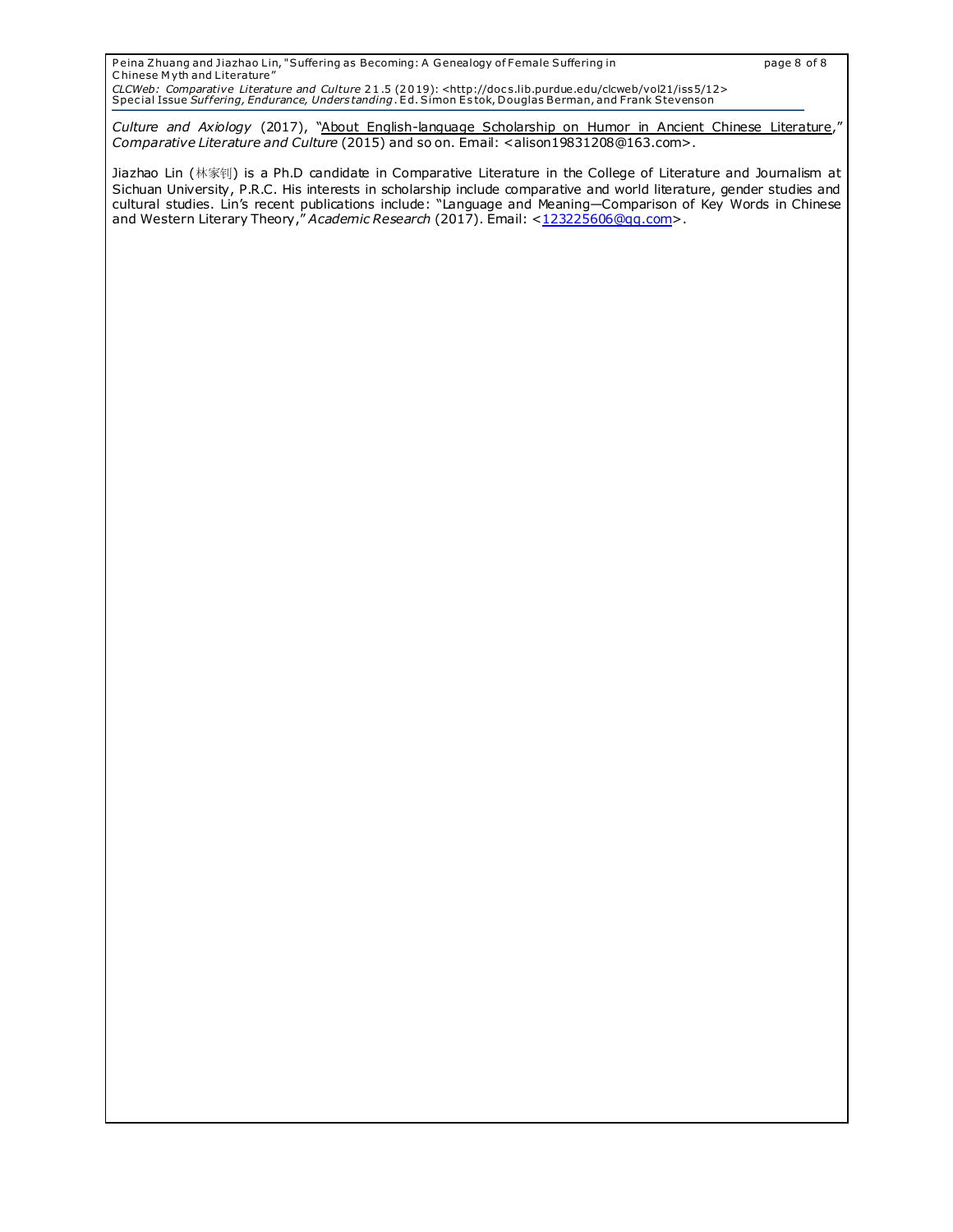*Culture and Axiology* (2017), "About English-language Scholarship on Humor in Ancient Chinese Literature," *Comparative Literature and Culture* (2015) and so on. Email: <alison19831208@163.com>.

Jiazhao Lin (林家钊) is a Ph.D candidate in Comparative Literature in the College of Literature and Journalism at Sichuan University, P.R.C. His interests in scholarship include comparative and world literature, gender studies and cultural studies. Lin's recent publications include: "Language and Meaning—Comparison of Key Words in Chinese and Western Literary Theory," *Academic Research* (2017). Email: <123225606@qq.com>.